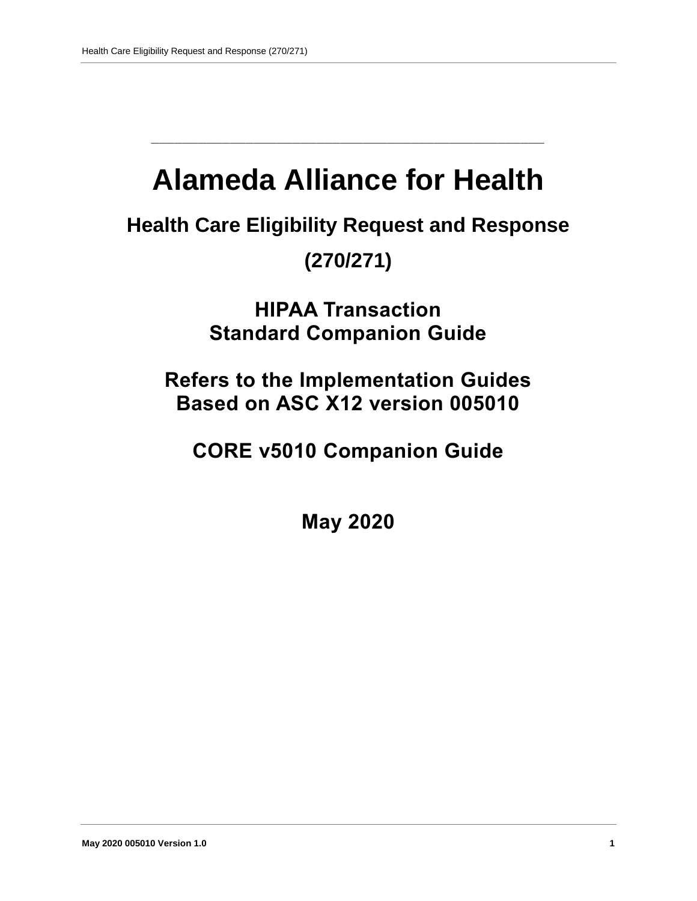# Alameda Alliance for Health

## Health Care Eligibility Request and Response

## (270/271)

### HIPAA Transaction
### Standard Companion Guide

### Refers to the Implementation Guides
### Based on ASC X12 version 005010

### CORE v5010 Companion Guide

### May 2020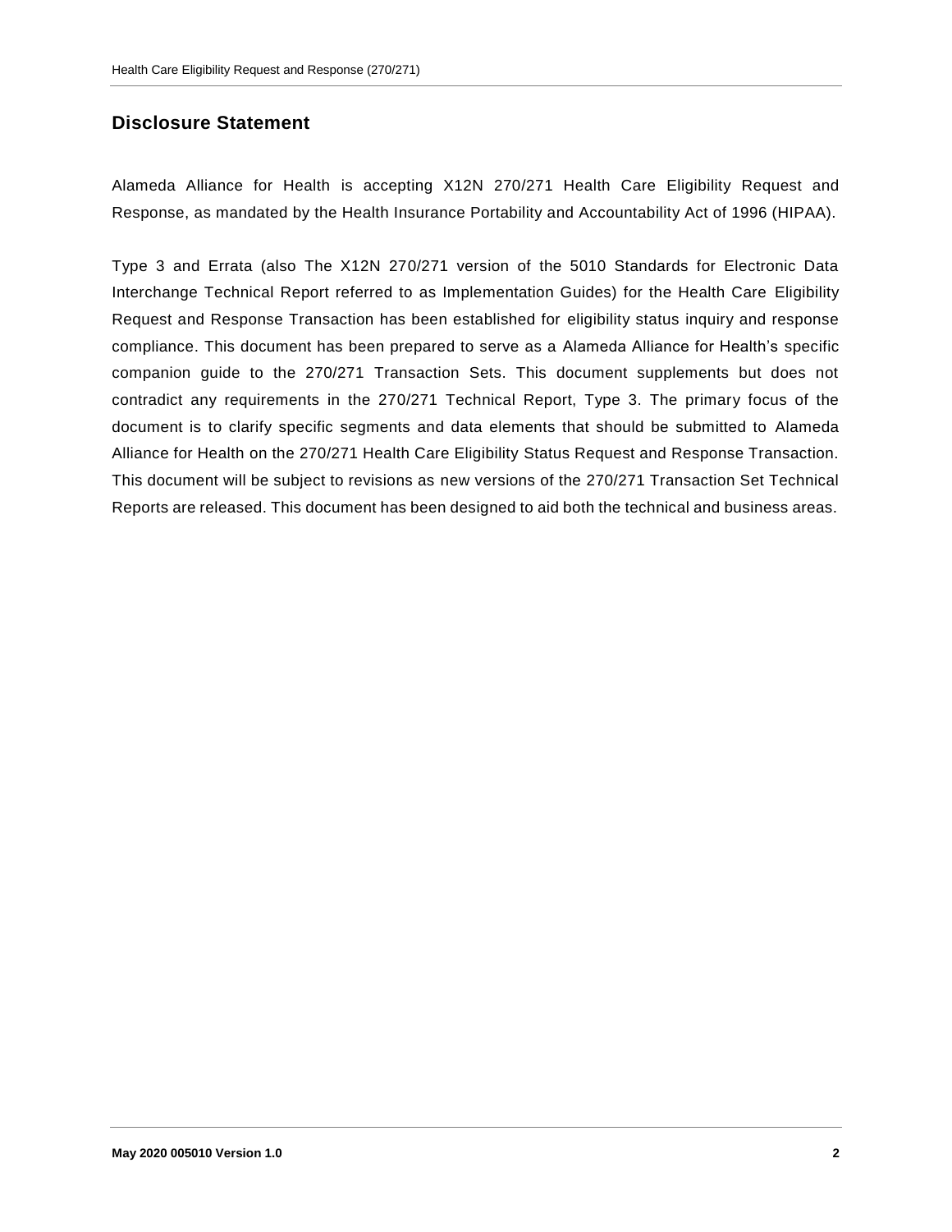## Disclosure Statement

Alameda Alliance for Health is accepting X12N 270/271 Health Care Eligibility Request and Response, as mandated by the Health Insurance Portability and Accountability Act of 1996 (HIPAA).

Type 3 and Errata (also The X12N 270/271 version of the 5010 Standards for Electronic Data Interchange Technical Report referred to as Implementation Guides) for the Health Care Eligibility Request and Response Transaction has been established for eligibility status inquiry and response compliance. This document has been prepared to serve as a Alameda Alliance for Health's specific companion guide to the 270/271 Transaction Sets. This document supplements but does not contradict any requirements in the 270/271 Technical Report, Type 3. The primary focus of the document is to clarify specific segments and data elements that should be submitted to Alameda Alliance for Health on the 270/271 Health Care Eligibility Status Request and Response Transaction. This document will be subject to revisions as new versions of the 270/271 Transaction Set Technical Reports are released. This document has been designed to aid both the technical and business areas.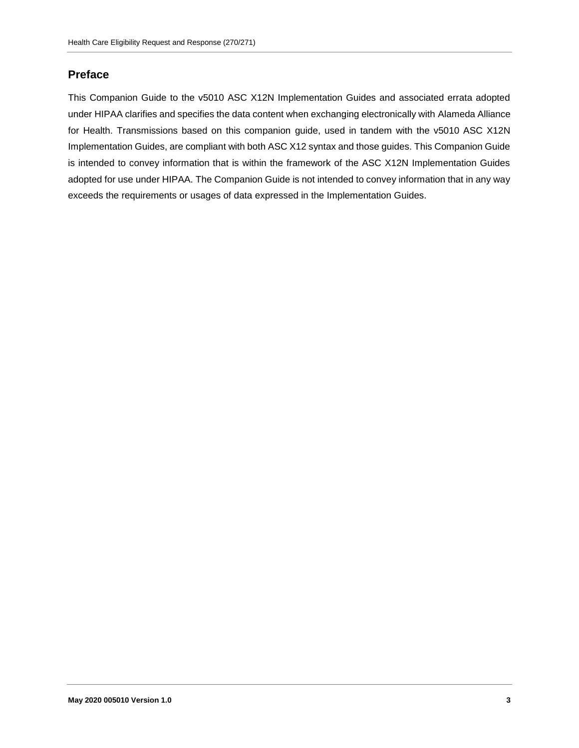## Preface

This Companion Guide to the v5010 ASC X12N Implementation Guides and associated errata adopted under HIPAA clarifies and specifies the data content when exchanging electronically with Alameda Alliance for Health. Transmissions based on this companion guide, used in tandem with the v5010 ASC X12N Implementation Guides, are compliant with both ASC X12 syntax and those guides. This Companion Guide is intended to convey information that is within the framework of the ASC X12N Implementation Guides adopted for use under HIPAA. The Companion Guide is not intended to convey information that in any way exceeds the requirements or usages of data expressed in the Implementation Guides.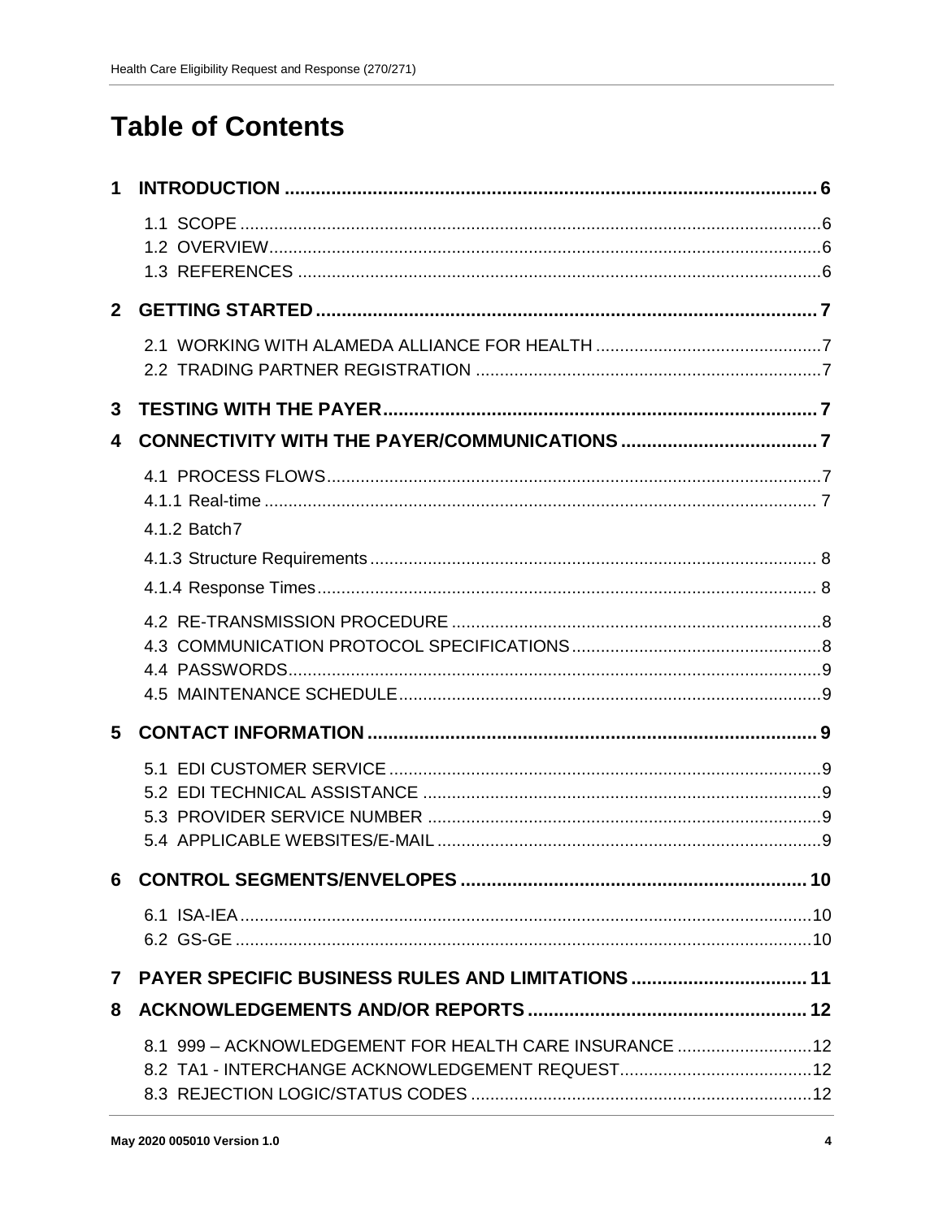# Table of Contents

**1 INTRODUCTION ........................................................................................................ 6**

1.1 SCOPE .........................................................................................................................6
1.2 OVERVIEW...................................................................................................................6
1.3 REFERENCES .............................................................................................................6

**2 GETTING STARTED .................................................................................................. 7**

2.1 WORKING WITH ALAMEDA ALLIANCE FOR HEALTH ...............................................7
2.2 TRADING PARTNER REGISTRATION ........................................................................7

**3 TESTING WITH THE PAYER..................................................................................... 7**

**4 CONNECTIVITY WITH THE PAYER/COMMUNICATIONS ....................................... 7**

4.1 PROCESS FLOWS.......................................................................................................7
4.1.1 Real-time ................................................................................................................... 7
4.1.2 Batch7
4.1.3 Structure Requirements ............................................................................................ 8
4.1.4 Response Times........................................................................................................ 8
4.2 RE-TRANSMISSION PROCEDURE .............................................................................8
4.3 COMMUNICATION PROTOCOL SPECIFICATIONS....................................................8
4.4 PASSWORDS...............................................................................................................9
4.5 MAINTENANCE SCHEDULE........................................................................................9

**5 CONTACT INFORMATION ........................................................................................ 9**

5.1 EDI CUSTOMER SERVICE ..........................................................................................9
5.2 EDI TECHNICAL ASSISTANCE ...................................................................................9
5.3 PROVIDER SERVICE NUMBER ..................................................................................9
5.4 APPLICABLE WEBSITES/E-MAIL ................................................................................9

**6 CONTROL SEGMENTS/ENVELOPES ................................................................... 10**

6.1 ISA-IEA .......................................................................................................................10
6.2 GS-GE ........................................................................................................................10

**7 PAYER SPECIFIC BUSINESS RULES AND LIMITATIONS .................................. 11**

**8 ACKNOWLEDGEMENTS AND/OR REPORTS ....................................................... 12**

8.1 999 – ACKNOWLEDGEMENT FOR HEALTH CARE INSURANCE ............................12
8.2 TA1 - INTERCHANGE ACKNOWLEDGEMENT REQUEST........................................12
8.3 REJECTION LOGIC/STATUS CODES .......................................................................12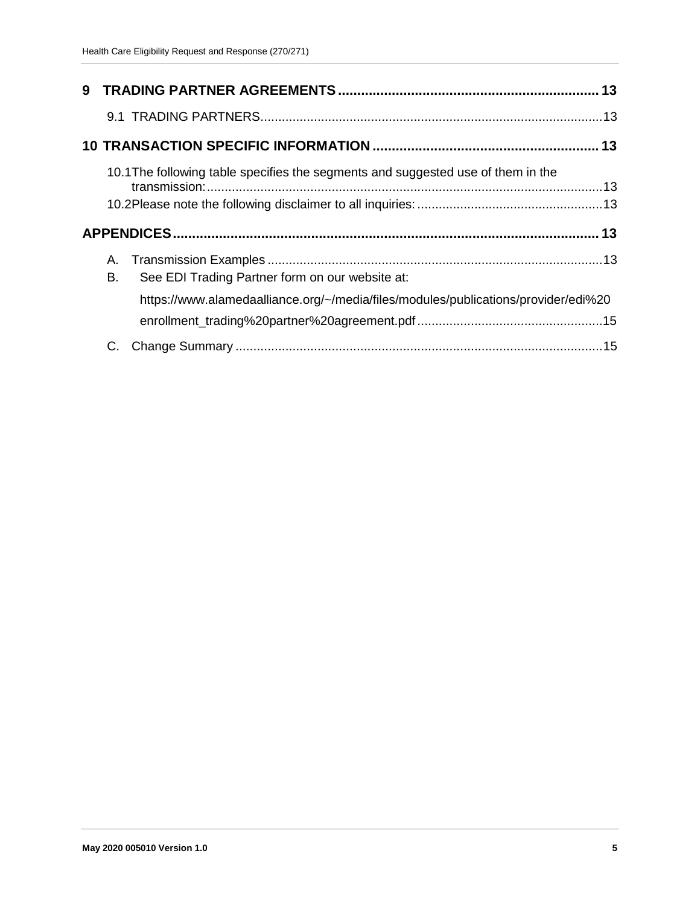**9 TRADING PARTNER AGREEMENTS** .................................................................. **13**

9.1 TRADING PARTNERS........................................................................................13

**10 TRANSACTION SPECIFIC INFORMATION** .......................................................... **13**

10.1The following table specifies the segments and suggested use of them in the transmission:..........................................................................................................13

10.2Please note the following disclaimer to all inquiries: ..................................................13

**APPENDICES**.............................................................................................................. **13**

A. Transmission Examples ..........................................................................................13

B. See EDI Trading Partner form on our website at:

https://www.alamedaalliance.org/~/media/files/modules/publications/provider/edi%20enrollment_trading%20partner%20agreement.pdf ...................................................15

C. Change Summary ...................................................................................................15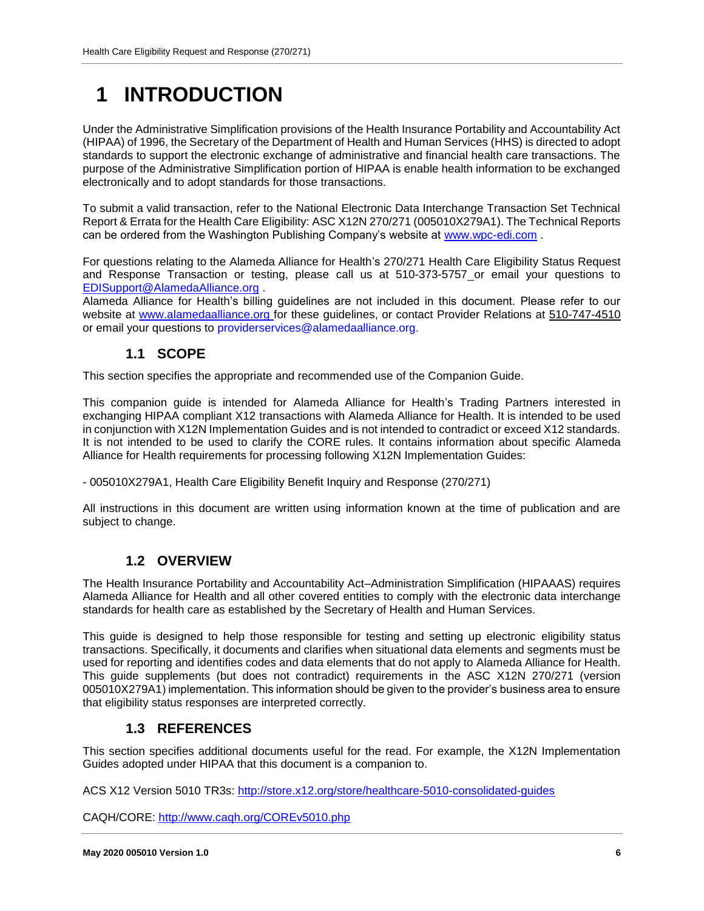# 1 INTRODUCTION

Under the Administrative Simplification provisions of the Health Insurance Portability and Accountability Act (HIPAA) of 1996, the Secretary of the Department of Health and Human Services (HHS) is directed to adopt standards to support the electronic exchange of administrative and financial health care transactions. The purpose of the Administrative Simplification portion of HIPAA is enable health information to be exchanged electronically and to adopt standards for those transactions.

To submit a valid transaction, refer to the National Electronic Data Interchange Transaction Set Technical Report & Errata for the Health Care Eligibility: ASC X12N 270/271 (005010X279A1). The Technical Reports can be ordered from the Washington Publishing Company's website at [www.wpc-edi.com](http://www.wpc-edi.com) .

For questions relating to the Alameda Alliance for Health's 270/271 Health Care Eligibility Status Request and Response Transaction or testing, please call us at 510-373-5757 or email your questions to [EDISupport@AlamedaAlliance.org](mailto:EDISupport@AlamedaAlliance.org) .
Alameda Alliance for Health's billing guidelines are not included in this document. Please refer to our website at [www.alamedaalliance.org](http://www.alamedaalliance.org) for these guidelines, or contact Provider Relations at 510-747-4510 or email your questions to providerservices@alamedaalliance.org.

## 1.1 SCOPE

This section specifies the appropriate and recommended use of the Companion Guide.

This companion guide is intended for Alameda Alliance for Health's Trading Partners interested in exchanging HIPAA compliant X12 transactions with Alameda Alliance for Health. It is intended to be used in conjunction with X12N Implementation Guides and is not intended to contradict or exceed X12 standards. It is not intended to be used to clarify the CORE rules. It contains information about specific Alameda Alliance for Health requirements for processing following X12N Implementation Guides:

- 005010X279A1, Health Care Eligibility Benefit Inquiry and Response (270/271)

All instructions in this document are written using information known at the time of publication and are subject to change.

## 1.2 OVERVIEW

The Health Insurance Portability and Accountability Act–Administration Simplification (HIPAAAS) requires Alameda Alliance for Health and all other covered entities to comply with the electronic data interchange standards for health care as established by the Secretary of Health and Human Services.

This guide is designed to help those responsible for testing and setting up electronic eligibility status transactions. Specifically, it documents and clarifies when situational data elements and segments must be used for reporting and identifies codes and data elements that do not apply to Alameda Alliance for Health. This guide supplements (but does not contradict) requirements in the ASC X12N 270/271 (version 005010X279A1) implementation. This information should be given to the provider's business area to ensure that eligibility status responses are interpreted correctly.

## 1.3 REFERENCES

This section specifies additional documents useful for the read. For example, the X12N Implementation Guides adopted under HIPAA that this document is a companion to.

ACS X12 Version 5010 TR3s: [http://store.x12.org/store/healthcare-5010-consolidated-guides](http://store.x12.org/store/healthcare-5010-consolidated-guides)

CAQH/CORE: [http://www.caqh.org/COREv5010.php](http://www.caqh.org/COREv5010.php)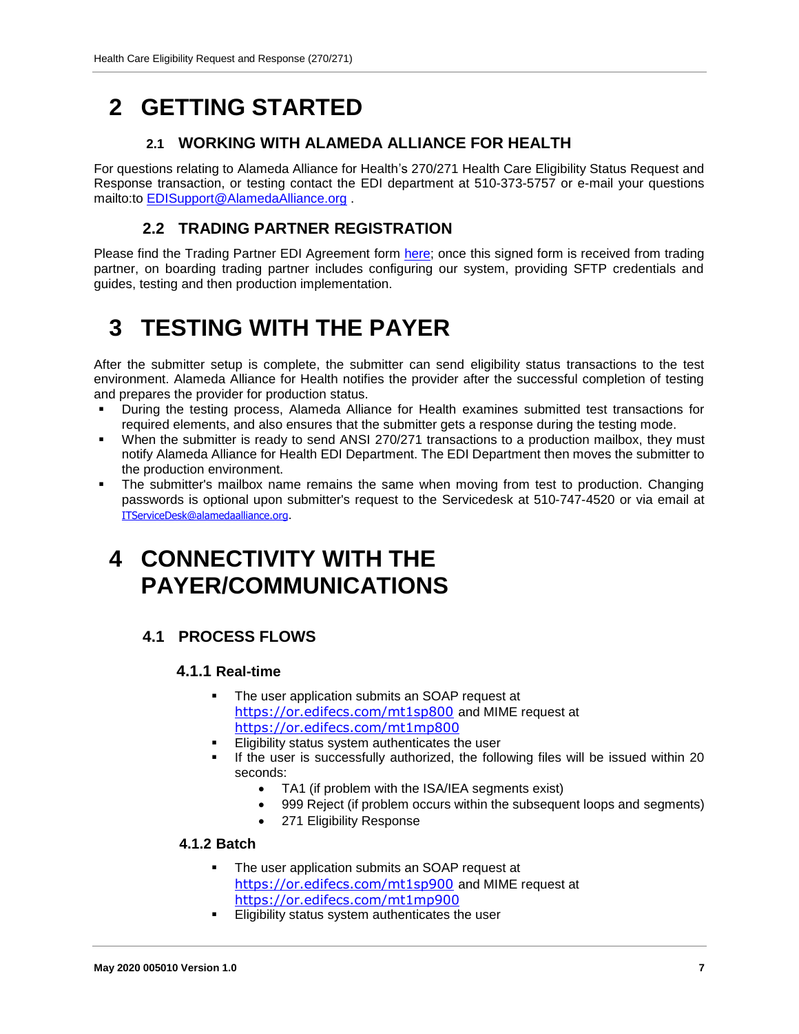# 2 GETTING STARTED

## 2.1 WORKING WITH ALAMEDA ALLIANCE FOR HEALTH

For questions relating to Alameda Alliance for Health's 270/271 Health Care Eligibility Status Request and Response transaction, or testing contact the EDI department at 510-373-5757 or e-mail your questions mailto:to EDISupport@AlamedaAlliance.org .

## 2.2 TRADING PARTNER REGISTRATION

Please find the Trading Partner EDI Agreement form here; once this signed form is received from trading partner, on boarding trading partner includes configuring our system, providing SFTP credentials and guides, testing and then production implementation.

# 3 TESTING WITH THE PAYER

After the submitter setup is complete, the submitter can send eligibility status transactions to the test environment. Alameda Alliance for Health notifies the provider after the successful completion of testing and prepares the provider for production status.

- During the testing process, Alameda Alliance for Health examines submitted test transactions for required elements, and also ensures that the submitter gets a response during the testing mode.
- When the submitter is ready to send ANSI 270/271 transactions to a production mailbox, they must notify Alameda Alliance for Health EDI Department. The EDI Department then moves the submitter to the production environment.
- The submitter's mailbox name remains the same when moving from test to production. Changing passwords is optional upon submitter's request to the Servicedesk at 510-747-4520 or via email at ITServiceDesk@alamedaalliance.org.

# 4 CONNECTIVITY WITH THE PAYER/COMMUNICATIONS

## 4.1 PROCESS FLOWS

### 4.1.1 Real-time

- The user application submits an SOAP request at https://or.edifecs.com/mt1sp800 and MIME request at https://or.edifecs.com/mt1mp800
- Eligibility status system authenticates the user
- If the user is successfully authorized, the following files will be issued within 20 seconds:
  - TA1 (if problem with the ISA/IEA segments exist)
  - 999 Reject (if problem occurs within the subsequent loops and segments)
  - 271 Eligibility Response

### 4.1.2 Batch

- The user application submits an SOAP request at https://or.edifecs.com/mt1sp900 and MIME request at https://or.edifecs.com/mt1mp900
- Eligibility status system authenticates the user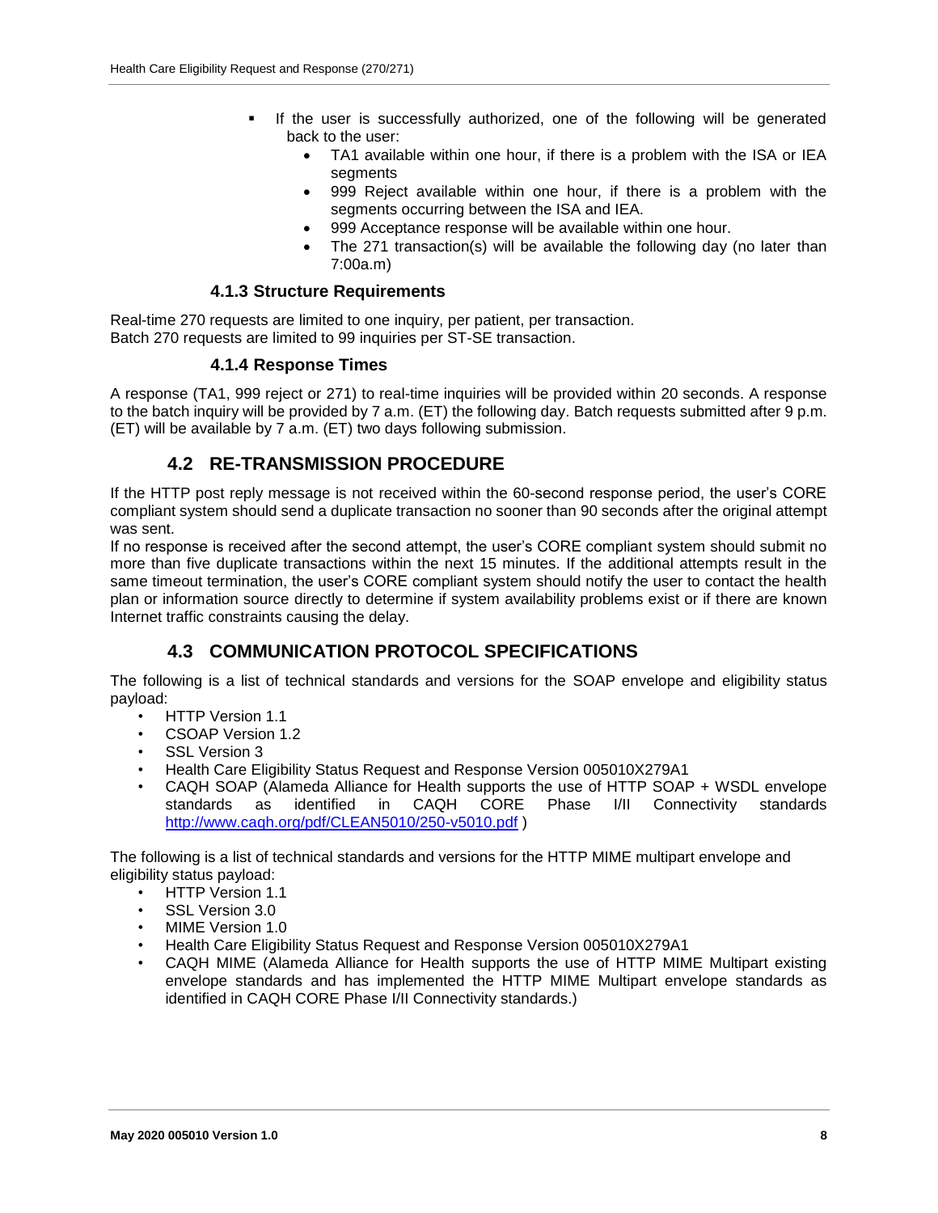- If the user is successfully authorized, one of the following will be generated back to the user:
  - TA1 available within one hour, if there is a problem with the ISA or IEA segments
  - 999 Reject available within one hour, if there is a problem with the segments occurring between the ISA and IEA.
  - 999 Acceptance response will be available within one hour.
  - The 271 transaction(s) will be available the following day (no later than 7:00a.m)

### 4.1.3 Structure Requirements

Real-time 270 requests are limited to one inquiry, per patient, per transaction.
Batch 270 requests are limited to 99 inquiries per ST-SE transaction.

### 4.1.4 Response Times

A response (TA1, 999 reject or 271) to real-time inquiries will be provided within 20 seconds. A response to the batch inquiry will be provided by 7 a.m. (ET) the following day. Batch requests submitted after 9 p.m. (ET) will be available by 7 a.m. (ET) two days following submission.

## 4.2 RE-TRANSMISSION PROCEDURE

If the HTTP post reply message is not received within the 60-second response period, the user's CORE compliant system should send a duplicate transaction no sooner than 90 seconds after the original attempt was sent.

If no response is received after the second attempt, the user's CORE compliant system should submit no more than five duplicate transactions within the next 15 minutes. If the additional attempts result in the same timeout termination, the user's CORE compliant system should notify the user to contact the health plan or information source directly to determine if system availability problems exist or if there are known Internet traffic constraints causing the delay.

## 4.3 COMMUNICATION PROTOCOL SPECIFICATIONS

The following is a list of technical standards and versions for the SOAP envelope and eligibility status payload:

- HTTP Version 1.1
- CSOAP Version 1.2
- SSL Version 3
- Health Care Eligibility Status Request and Response Version 005010X279A1
- CAQH SOAP (Alameda Alliance for Health supports the use of HTTP SOAP + WSDL envelope standards as identified in CAQH CORE Phase I/II Connectivity standards http://www.caqh.org/pdf/CLEAN5010/250-v5010.pdf )

The following is a list of technical standards and versions for the HTTP MIME multipart envelope and eligibility status payload:

- HTTP Version 1.1
- SSL Version 3.0
- MIME Version 1.0
- Health Care Eligibility Status Request and Response Version 005010X279A1
- CAQH MIME (Alameda Alliance for Health supports the use of HTTP MIME Multipart existing envelope standards and has implemented the HTTP MIME Multipart envelope standards as identified in CAQH CORE Phase I/II Connectivity standards.)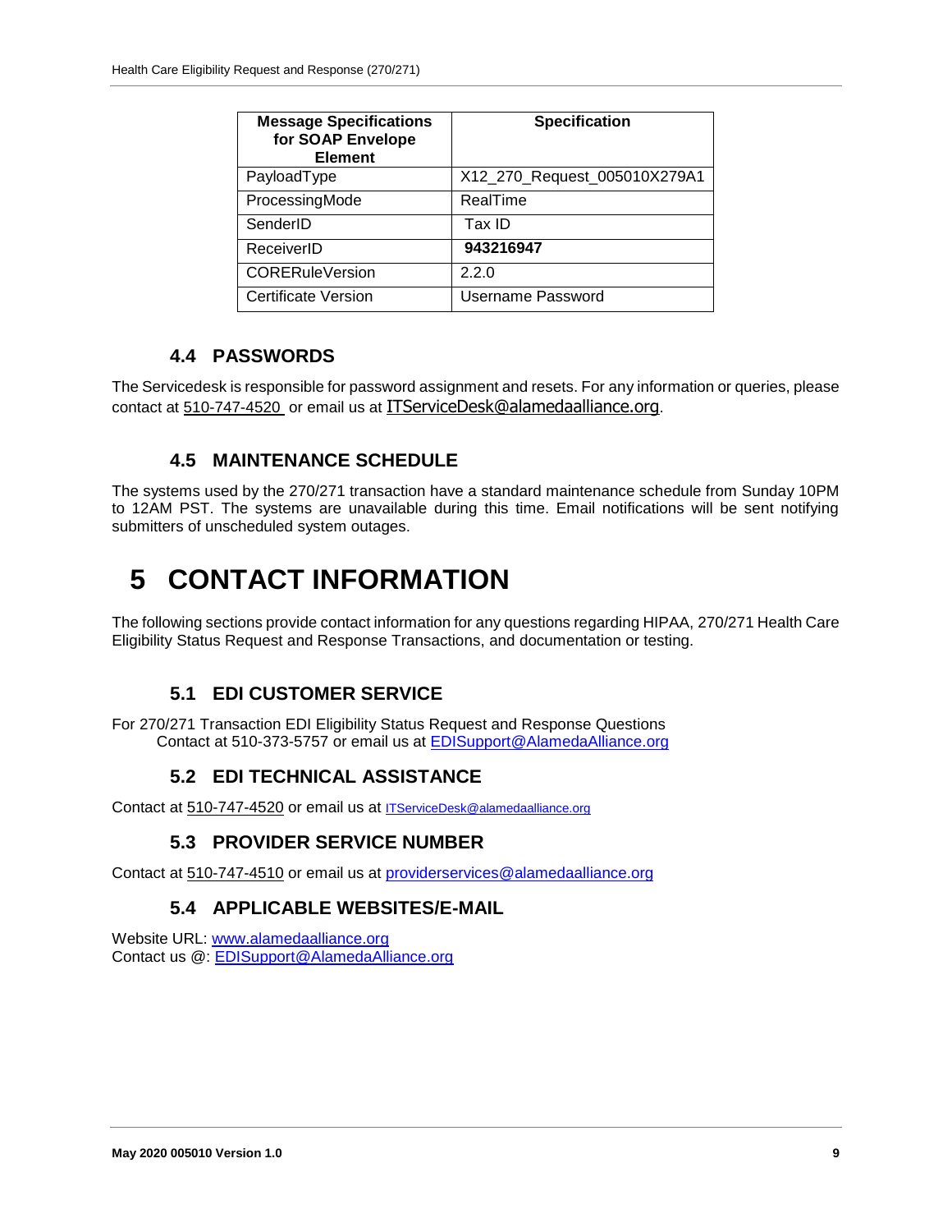| Message Specifications for SOAP Envelope Element | Specification |
| --- | --- |
| PayloadType | X12_270_Request_005010X279A1 |
| ProcessingMode | RealTime |
| SenderID | Tax ID |
| ReceiverID | **943216947** |
| CORERuleVersion | 2.2.0 |
| Certificate Version | Username Password |

### 4.4 PASSWORDS

The Servicedesk is responsible for password assignment and resets. For any information or queries, please contact at 510-747-4520 or email us at ITServiceDesk@alamedaalliance.org.

### 4.5 MAINTENANCE SCHEDULE

The systems used by the 270/271 transaction have a standard maintenance schedule from Sunday 10PM to 12AM PST. The systems are unavailable during this time. Email notifications will be sent notifying submitters of unscheduled system outages.

# 5 CONTACT INFORMATION

The following sections provide contact information for any questions regarding HIPAA, 270/271 Health Care Eligibility Status Request and Response Transactions, and documentation or testing.

### 5.1 EDI CUSTOMER SERVICE

For 270/271 Transaction EDI Eligibility Status Request and Response Questions
Contact at 510-373-5757 or email us at EDISupport@AlamedaAlliance.org

### 5.2 EDI TECHNICAL ASSISTANCE

Contact at 510-747-4520 or email us at ITServiceDesk@alamedaalliance.org

### 5.3 PROVIDER SERVICE NUMBER

Contact at 510-747-4510 or email us at providerservices@alamedaalliance.org

### 5.4 APPLICABLE WEBSITES/E-MAIL

Website URL: www.alamedaalliance.org
Contact us @: EDISupport@AlamedaAlliance.org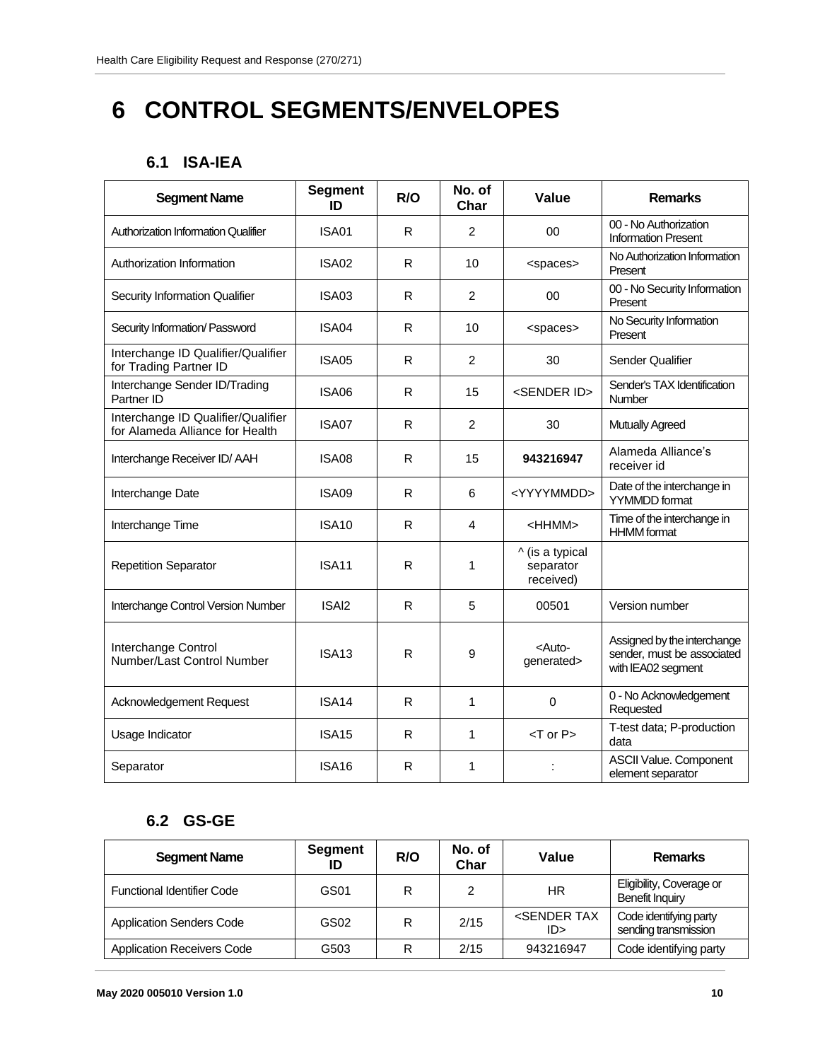# 6 CONTROL SEGMENTS/ENVELOPES

## 6.1 ISA-IEA

| Segment Name | Segment ID | R/O | No. of Char | Value | Remarks |
|---|---|---|---|---|---|
| Authorization Information Qualifier | ISA01 | R | 2 | 00 | 00 - No Authorization Information Present |
| Authorization Information | ISA02 | R | 10 | <spaces> | No Authorization Information Present |
| Security Information Qualifier | ISA03 | R | 2 | 00 | 00 - No Security Information Present |
| Security Information/ Password | ISA04 | R | 10 | <spaces> | No Security Information Present |
| Interchange ID Qualifier/Qualifier for Trading Partner ID | ISA05 | R | 2 | 30 | Sender Qualifier |
| Interchange Sender ID/Trading Partner ID | ISA06 | R | 15 | <SENDER ID> | Sender's TAX Identification Number |
| Interchange ID Qualifier/Qualifier for Alameda Alliance for Health | ISA07 | R | 2 | 30 | Mutually Agreed |
| Interchange Receiver ID/ AAH | ISA08 | R | 15 | **943216947** | Alameda Alliance's receiver id |
| Interchange Date | ISA09 | R | 6 | <YYYYMMDD> | Date of the interchange in YYMMDD format |
| Interchange Time | ISA10 | R | 4 | <HHMM> | Time of the interchange in HHMM format |
| Repetition Separator | ISA11 | R | 1 | ^ (is a typical separator received) | |
| Interchange Control Version Number | ISAI2 | R | 5 | 00501 | Version number |
| Interchange Control Number/Last Control Number | ISA13 | R | 9 | <Auto-generated> | Assigned by the interchange sender, must be associated with IEA02 segment |
| Acknowledgement Request | ISA14 | R | 1 | 0 | 0 - No Acknowledgement Requested |
| Usage Indicator | ISA15 | R | 1 | <T or P> | T-test data; P-production data |
| Separator | ISA16 | R | 1 | : | ASCII Value. Component element separator |

## 6.2 GS-GE

| Segment Name | Segment ID | R/O | No. of Char | Value | Remarks |
|---|---|---|---|---|---|
| Functional Identifier Code | GS01 | R | 2 | HR | Eligibility, Coverage or Benefit Inquiry |
| Application Senders Code | GS02 | R | 2/15 | <SENDER TAX ID> | Code identifying party sending transmission |
| Application Receivers Code | G503 | R | 2/15 | 943216947 | Code identifying party |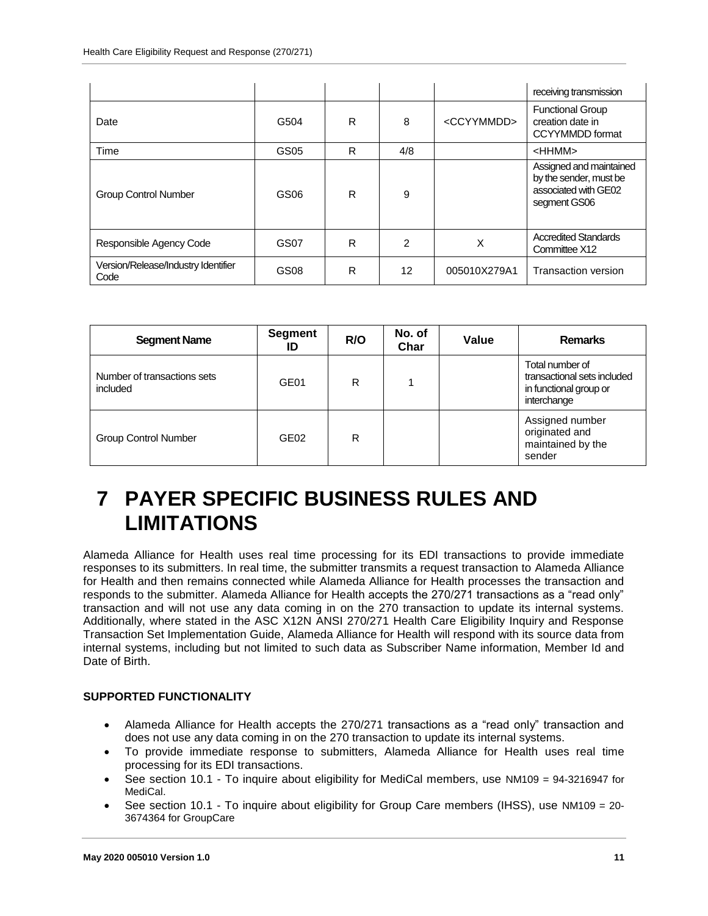|  |  |  |  |  | receiving transmission |
| --- | --- | --- | --- | --- | --- |
| Date | G504 | R | 8 | <CCYYMMDD> | Functional Group creation date in CCYYMMDD format |
| Time | GS05 | R | 4/8 |  | <HHMM> |
| Group Control Number | GS06 | R | 9 |  | Assigned and maintained by the sender, must be associated with GE02 segment GS06 |
| Responsible Agency Code | GS07 | R | 2 | X | Accredited Standards Committee X12 |
| Version/Release/Industry Identifier Code | GS08 | R | 12 | 005010X279A1 | Transaction version |

| Segment Name | Segment ID | R/O | No. of Char | Value | Remarks |
| --- | --- | --- | --- | --- | --- |
| Number of transactions sets included | GE01 | R | 1 |  | Total number of transactional sets included in functional group or interchange |
| Group Control Number | GE02 | R |  |  | Assigned number originated and maintained by the sender |

# 7 PAYER SPECIFIC BUSINESS RULES AND LIMITATIONS

Alameda Alliance for Health uses real time processing for its EDI transactions to provide immediate responses to its submitters. In real time, the submitter transmits a request transaction to Alameda Alliance for Health and then remains connected while Alameda Alliance for Health processes the transaction and responds to the submitter. Alameda Alliance for Health accepts the 270/271 transactions as a "read only" transaction and will not use any data coming in on the 270 transaction to update its internal systems. Additionally, where stated in the ASC X12N ANSI 270/271 Health Care Eligibility Inquiry and Response Transaction Set Implementation Guide, Alameda Alliance for Health will respond with its source data from internal systems, including but not limited to such data as Subscriber Name information, Member Id and Date of Birth.

**SUPPORTED FUNCTIONALITY**

- Alameda Alliance for Health accepts the 270/271 transactions as a "read only" transaction and does not use any data coming in on the 270 transaction to update its internal systems.
- To provide immediate response to submitters, Alameda Alliance for Health uses real time processing for its EDI transactions.
- See section 10.1 - To inquire about eligibility for MediCal members, use NM109 = 94-3216947 for MediCal.
- See section 10.1 - To inquire about eligibility for Group Care members (IHSS), use NM109 = 20-3674364 for GroupCare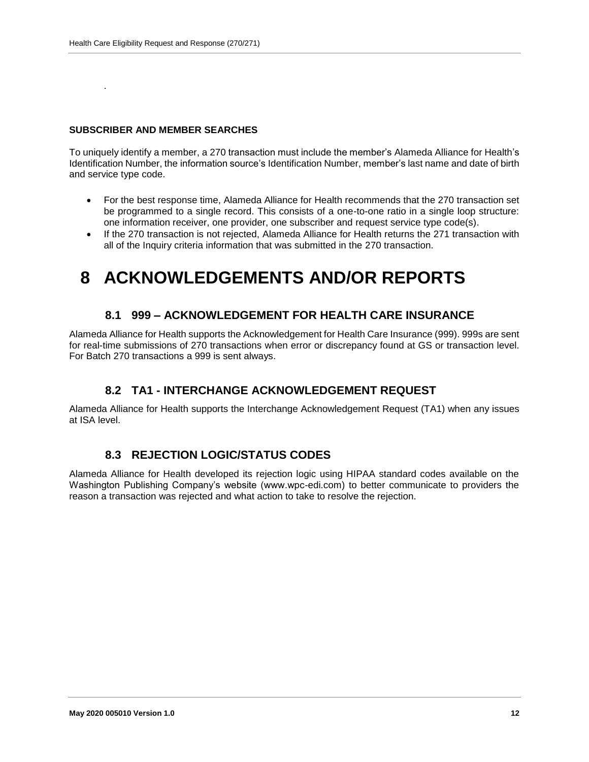.

**SUBSCRIBER AND MEMBER SEARCHES**

To uniquely identify a member, a 270 transaction must include the member's Alameda Alliance for Health's Identification Number, the information source's Identification Number, member's last name and date of birth and service type code.

- For the best response time, Alameda Alliance for Health recommends that the 270 transaction set be programmed to a single record. This consists of a one-to-one ratio in a single loop structure: one information receiver, one provider, one subscriber and request service type code(s).
- If the 270 transaction is not rejected, Alameda Alliance for Health returns the 271 transaction with all of the Inquiry criteria information that was submitted in the 270 transaction.

# 8 ACKNOWLEDGEMENTS AND/OR REPORTS

## 8.1 999 – ACKNOWLEDGEMENT FOR HEALTH CARE INSURANCE

Alameda Alliance for Health supports the Acknowledgement for Health Care Insurance (999). 999s are sent for real-time submissions of 270 transactions when error or discrepancy found at GS or transaction level. For Batch 270 transactions a 999 is sent always.

## 8.2 TA1 - INTERCHANGE ACKNOWLEDGEMENT REQUEST

Alameda Alliance for Health supports the Interchange Acknowledgement Request (TA1) when any issues at ISA level.

## 8.3 REJECTION LOGIC/STATUS CODES

Alameda Alliance for Health developed its rejection logic using HIPAA standard codes available on the Washington Publishing Company's website (www.wpc-edi.com) to better communicate to providers the reason a transaction was rejected and what action to take to resolve the rejection.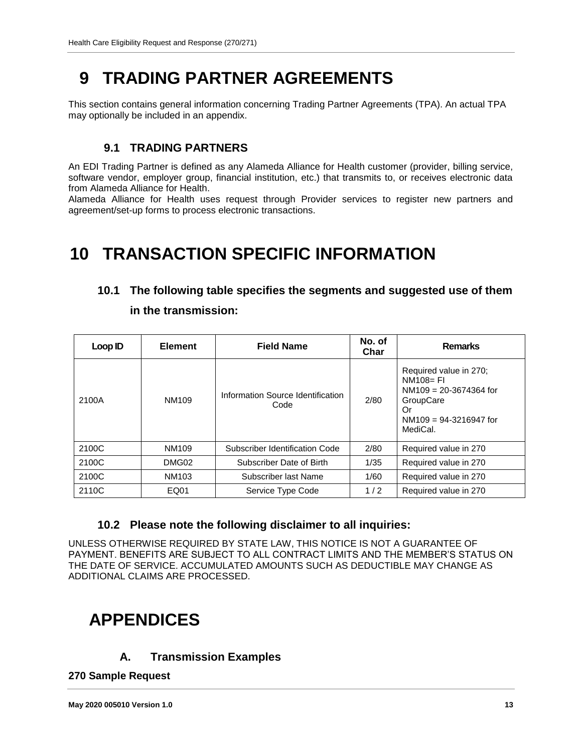# 9 TRADING PARTNER AGREEMENTS

This section contains general information concerning Trading Partner Agreements (TPA). An actual TPA may optionally be included in an appendix.

## 9.1 TRADING PARTNERS

An EDI Trading Partner is defined as any Alameda Alliance for Health customer (provider, billing service, software vendor, employer group, financial institution, etc.) that transmits to, or receives electronic data from Alameda Alliance for Health.

Alameda Alliance for Health uses request through Provider services to register new partners and agreement/set-up forms to process electronic transactions.

# 10 TRANSACTION SPECIFIC INFORMATION

## 10.1 The following table specifies the segments and suggested use of them in the transmission:

| Loop ID | Element | Field Name | No. of Char | Remarks |
|---|---|---|---|---|
| 2100A | NM109 | Information Source Identification Code | 2/80 | Required value in 270; NM108= FI NM109 = 20-3674364 for GroupCare Or NM109 = 94-3216947 for MediCal. |
| 2100C | NM109 | Subscriber Identification Code | 2/80 | Required value in 270 |
| 2100C | DMG02 | Subscriber Date of Birth | 1/35 | Required value in 270 |
| 2100C | NM103 | Subscriber last Name | 1/60 | Required value in 270 |
| 2110C | EQ01 | Service Type Code | 1 / 2 | Required value in 270 |

## 10.2 Please note the following disclaimer to all inquiries:

UNLESS OTHERWISE REQUIRED BY STATE LAW, THIS NOTICE IS NOT A GUARANTEE OF PAYMENT. BENEFITS ARE SUBJECT TO ALL CONTRACT LIMITS AND THE MEMBER'S STATUS ON THE DATE OF SERVICE. ACCUMULATED AMOUNTS SUCH AS DEDUCTIBLE MAY CHANGE AS ADDITIONAL CLAIMS ARE PROCESSED.

# APPENDICES

## A. Transmission Examples

**270 Sample Request**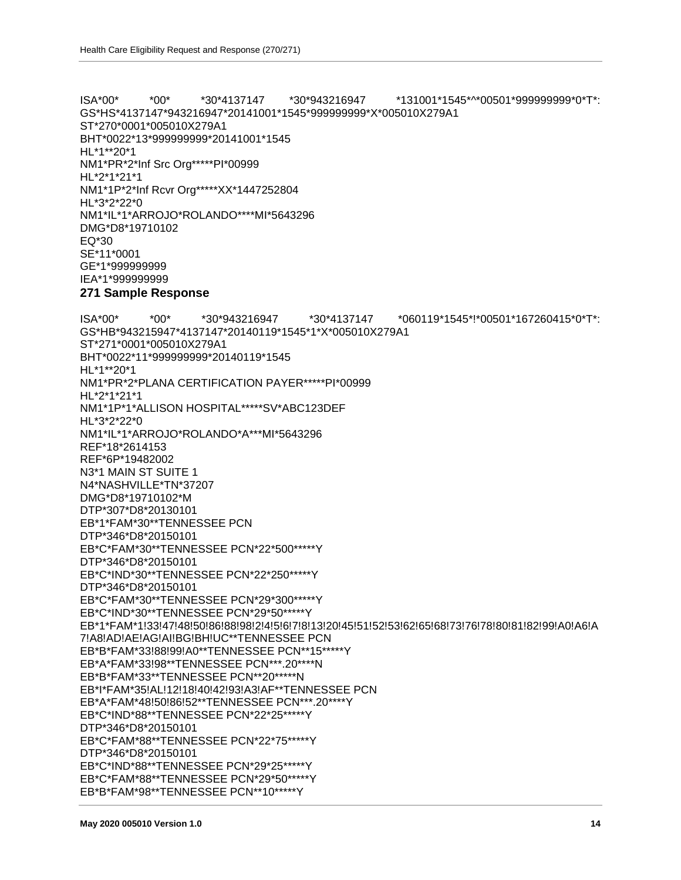```
ISA*00*          *00*          *30*4137147        *30*943216947        *131001*1545*^*00501*999999999*0*T*:
GS*HS*4137147*943216947*20141001*1545*999999999*X*005010X279A1
ST*270*0001*005010X279A1
BHT*0022*13*999999999*20141001*1545
HL*1**20*1
NM1*PR*2*Inf Src Org*****PI*00999
HL*2*1*21*1
NM1*1P*2*Inf Rcvr Org*****XX*1447252804
HL*3*2*22*0
NM1*IL*1*ARROJO*ROLANDO****MI*5643296
DMG*D8*19710102
EQ*30
SE*11*0001
GE*1*999999999
IEA*1*999999999
```

### 271 Sample Response

```
ISA*00*          *00*          *30*943216947        *30*4137147        *060119*1545*!*00501*167260415*0*T*:
GS*HB*943215947*4137147*20140119*1545*1*X*005010X279A1
ST*271*0001*005010X279A1
BHT*0022*11*999999999*20140119*1545
HL*1**20*1
NM1*PR*2*PLANA CERTIFICATION PAYER*****PI*00999
HL*2*1*21*1
NM1*1P*1*ALLISON HOSPITAL*****SV*ABC123DEF
HL*3*2*22*0
NM1*IL*1*ARROJO*ROLANDO*A***MI*5643296
REF*18*2614153
REF*6P*19482002
N3*1 MAIN ST SUITE 1
N4*NASHVILLE*TN*37207
DMG*D8*19710102*M
DTP*307*D8*20130101
EB*1*FAM*30**TENNESSEE PCN
DTP*346*D8*20150101
EB*C*FAM*30**TENNESSEE PCN*22*500*****Y
DTP*346*D8*20150101
EB*C*IND*30**TENNESSEE PCN*22*250*****Y
DTP*346*D8*20150101
EB*C*FAM*30**TENNESSEE PCN*29*300*****Y
EB*C*IND*30**TENNESSEE PCN*29*50*****Y
EB*1*FAM*1!33!47!48!50!86!88!98!2!4!5!6!7!8!13!20!45!51!52!53!62!65!68!73!76!78!80!81!82!99!A0!A6!A
7!A8!AD!AE!AG!AI!BG!BH!UC**TENNESSEE PCN
EB*B*FAM*33!88!99!A0**TENNESSEE PCN**15*****Y
EB*A*FAM*33!98**TENNESSEE PCN***.20****N
EB*B*FAM*33**TENNESSEE PCN**20*****N
EB*I*FAM*35!AL!12!18!40!42!93!A3!AF**TENNESSEE PCN
EB*A*FAM*48!50!86!52**TENNESSEE PCN***.20****Y
EB*C*IND*88**TENNESSEE PCN*22*25*****Y
DTP*346*D8*20150101
EB*C*FAM*88**TENNESSEE PCN*22*75*****Y
DTP*346*D8*20150101
EB*C*IND*88**TENNESSEE PCN*29*25*****Y
EB*C*FAM*88**TENNESSEE PCN*29*50*****Y
EB*B*FAM*98**TENNESSEE PCN**10*****Y
```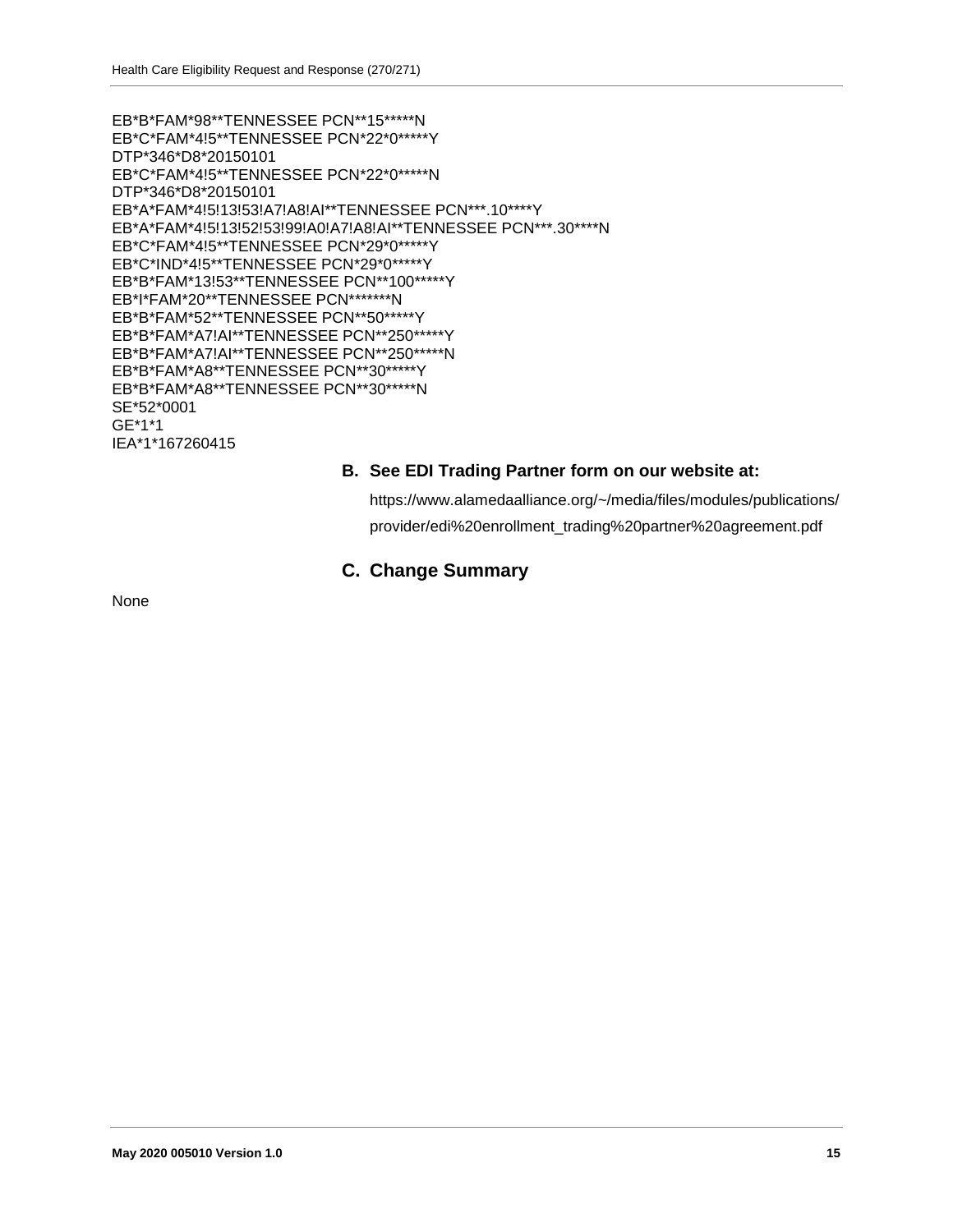```
EB*B*FAM*98**TENNESSEE PCN**15*****N
EB*C*FAM*4!5**TENNESSEE PCN*22*0*****Y
DTP*346*D8*20150101
EB*C*FAM*4!5**TENNESSEE PCN*22*0*****N
DTP*346*D8*20150101
EB*A*FAM*4!5!13!53!A7!A8!AI**TENNESSEE PCN***.10****Y
EB*A*FAM*4!5!13!52!53!99!A0!A7!A8!AI**TENNESSEE PCN***.30****N
EB*C*FAM*4!5**TENNESSEE PCN*29*0*****Y
EB*C*IND*4!5**TENNESSEE PCN*29*0*****Y
EB*B*FAM*13!53**TENNESSEE PCN**100*****Y
EB*I*FAM*20**TENNESSEE PCN*******N
EB*B*FAM*52**TENNESSEE PCN**50*****Y
EB*B*FAM*A7!AI**TENNESSEE PCN**250*****Y
EB*B*FAM*A7!AI**TENNESSEE PCN**250*****N
EB*B*FAM*A8**TENNESSEE PCN**30*****Y
EB*B*FAM*A8**TENNESSEE PCN**30*****N
SE*52*0001
GE*1*1
IEA*1*167260415
```

## B. See EDI Trading Partner form on our website at:

https://www.alamedaalliance.org/~/media/files/modules/publications/provider/edi%20enrollment_trading%20partner%20agreement.pdf

## C. Change Summary

None